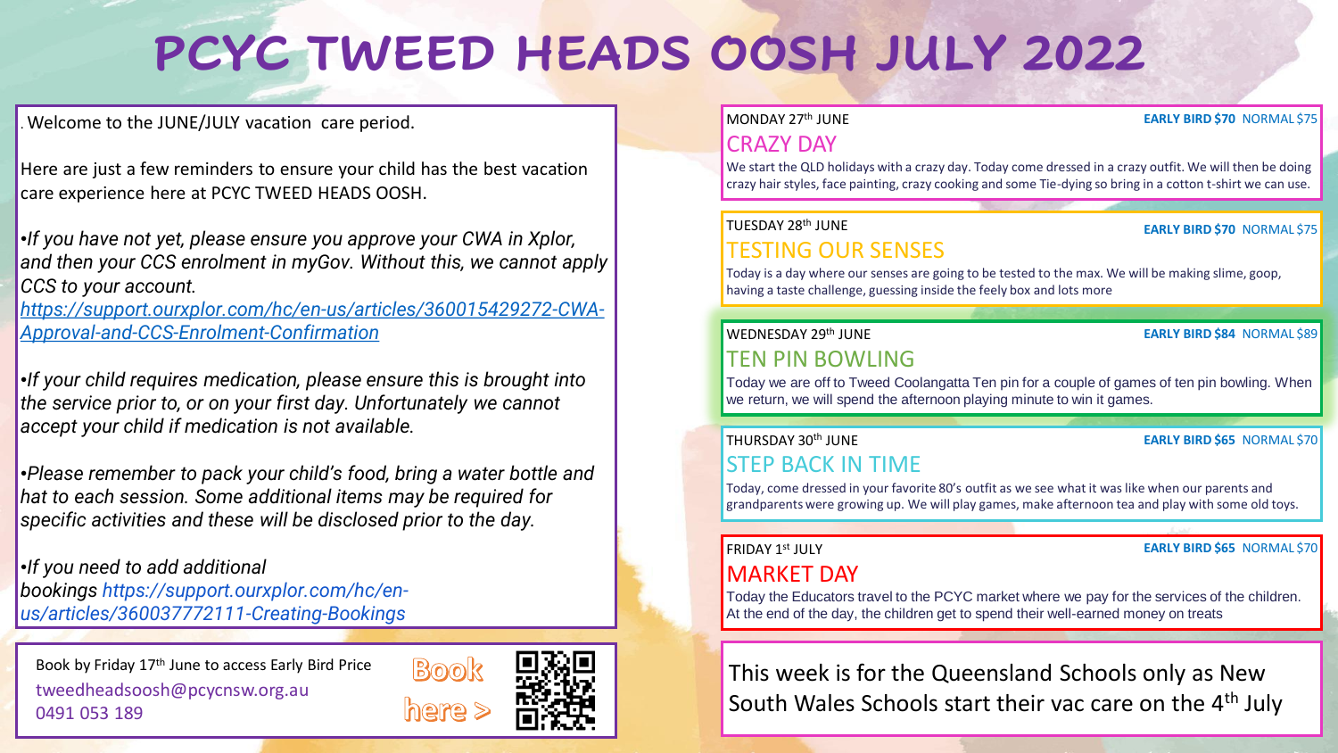# PCYC TWEED HEADS OOSH JULY 2022

. Welcome to the JUNE/JULY vacation care period.

Here are just a few reminders to ensure your child has the best vacation care experience here at PCYC TWEED HEADS OOSH.

•*If you have not yet, please ensure you approve your CWA in Xplor, and then your CCS enrolment in myGov. Without this, we cannot apply CCS to your account.*
*https://support.ourxplor.com/hc/en-us/articles/360015429272-CWA-Approval-and-CCS-Enrolment-Confirmation*

•*If your child requires medication, please ensure this is brought into the service prior to, or on your first day. Unfortunately we cannot accept your child if medication is not available.*

•*Please remember to pack your child's food, bring a water bottle and hat to each session. Some additional items may be required for specific activities and these will be disclosed prior to the day.*

•*If you need to add additional bookings https://support.ourxplor.com/hc/en-us/articles/360037772111-Creating-Bookings*

Book by Friday 17th June to access Early Bird Price
tweedheadsoosh@pcycnsw.org.au
0491 053 189

Book here >

MONDAY 27th JUNE — **EARLY BIRD $70** NORMAL $75

## CRAZY DAY

We start the QLD holidays with a crazy day. Today come dressed in a crazy outfit. We will then be doing crazy hair styles, face painting, crazy cooking and some Tie-dying so bring in a cotton t-shirt we can use.

TUESDAY 28th JUNE — **EARLY BIRD $70** NORMAL $75

## TESTING OUR SENSES

Today is a day where our senses are going to be tested to the max. We will be making slime, goop, having a taste challenge, guessing inside the feely box and lots more

WEDNESDAY 29th JUNE — **EARLY BIRD $84** NORMAL $89

## TEN PIN BOWLING

Today we are off to Tweed Coolangatta Ten pin for a couple of games of ten pin bowling. When we return, we will spend the afternoon playing minute to win it games.

THURSDAY 30th JUNE — **EARLY BIRD $65** NORMAL $70

## STEP BACK IN TIME

Today, come dressed in your favorite 80's outfit as we see what it was like when our parents and grandparents were growing up. We will play games, make afternoon tea and play with some old toys.

FRIDAY 1st JULY — **EARLY BIRD $65** NORMAL $70

## MARKET DAY

Today the Educators travel to the PCYC market where we pay for the services of the children. At the end of the day, the children get to spend their well-earned money on treats

This week is for the Queensland Schools only as New South Wales Schools start their vac care on the 4th July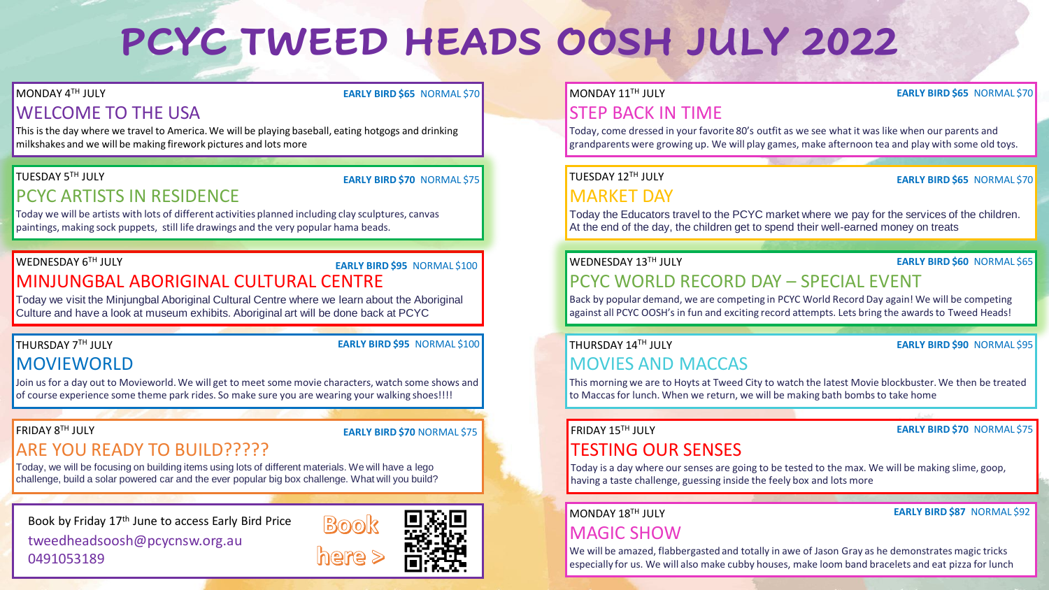# PCYC TWEED HEADS OOSH JULY 2022

MONDAY 4TH JULY **EARLY BIRD $65** NORMAL $70

## WELCOME TO THE USA

This is the day where we travel to America. We will be playing baseball, eating hotgogs and drinking milkshakes and we will be making firework pictures and lots more

TUESDAY 5TH JULY **EARLY BIRD $70** NORMAL $75

## PCYC ARTISTS IN RESIDENCE

Today we will be artists with lots of different activities planned including clay sculptures, canvas paintings, making sock puppets, still life drawings and the very popular hama beads.

WEDNESDAY 6TH JULY **EARLY BIRD $95** NORMAL $100

## MINJUNGBAL ABORIGINAL CULTURAL CENTRE

Today we visit the Minjungbal Aboriginal Cultural Centre where we learn about the Aboriginal Culture and have a look at museum exhibits. Aboriginal art will be done back at PCYC

THURSDAY 7TH JULY **EARLY BIRD $95** NORMAL $100

## MOVIEWORLD

Join us for a day out to Movieworld. We will get to meet some movie characters, watch some shows and of course experience some theme park rides. So make sure you are wearing your walking shoes!!!!

FRIDAY 8TH JULY **EARLY BIRD $70** NORMAL $75

## ARE YOU READY TO BUILD?????

Today, we will be focusing on building items using lots of different materials. We will have a lego challenge, build a solar powered car and the ever popular big box challenge. What will you build?

Book by Friday 17th June to access Early Bird Price
tweedheadsoosh@pcycnsw.org.au
0491053189

Book here >

MONDAY 11TH JULY **EARLY BIRD $65** NORMAL $70

## STEP BACK IN TIME

Today, come dressed in your favorite 80's outfit as we see what it was like when our parents and grandparents were growing up. We will play games, make afternoon tea and play with some old toys.

TUESDAY 12TH JULY **EARLY BIRD $65** NORMAL $70

## MARKET DAY

Today the Educators travel to the PCYC market where we pay for the services of the children. At the end of the day, the children get to spend their well-earned money on treats

WEDNESDAY 13TH JULY **EARLY BIRD $60** NORMAL $65

## PCYC WORLD RECORD DAY – SPECIAL EVENT

Back by popular demand, we are competing in PCYC World Record Day again! We will be competing against all PCYC OOSH's in fun and exciting record attempts. Lets bring the awards to Tweed Heads!

THURSDAY 14TH JULY **EARLY BIRD $90** NORMAL $95

## MOVIES AND MACCAS

This morning we are to Hoyts at Tweed City to watch the latest Movie blockbuster. We then be treated to Maccas for lunch. When we return, we will be making bath bombs to take home

FRIDAY 15TH JULY **EARLY BIRD $70** NORMAL $75

## TESTING OUR SENSES

Today is a day where our senses are going to be tested to the max. We will be making slime, goop, having a taste challenge, guessing inside the feely box and lots more

MONDAY 18TH JULY **EARLY BIRD $87** NORMAL $92

## MAGIC SHOW

We will be amazed, flabbergasted and totally in awe of Jason Gray as he demonstrates magic tricks especially for us. We will also make cubby houses, make loom band bracelets and eat pizza for lunch